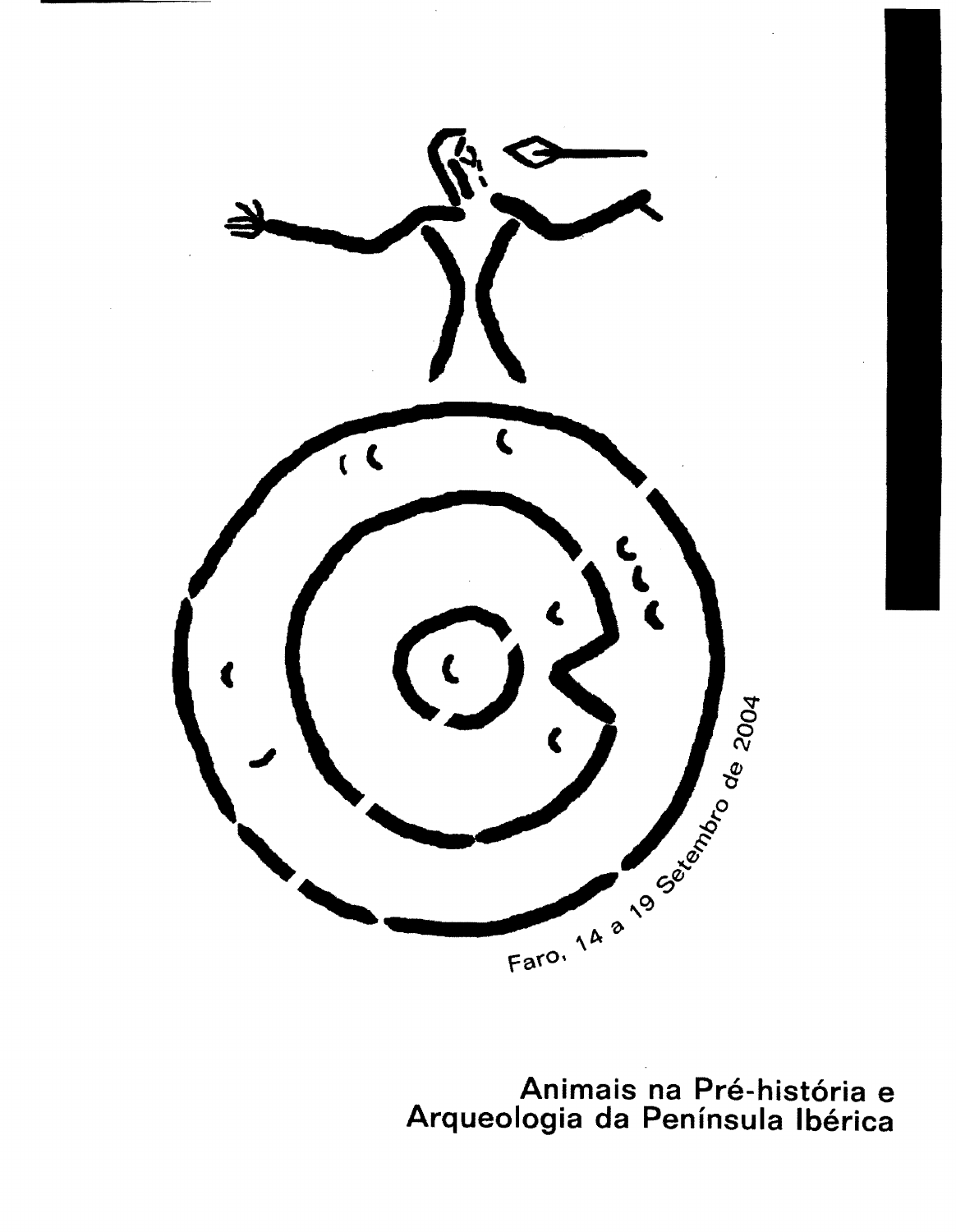Faro, 14 a 19 Setembro de 2004

# Animais na Pré-história e Arqueologia da Península Ibérica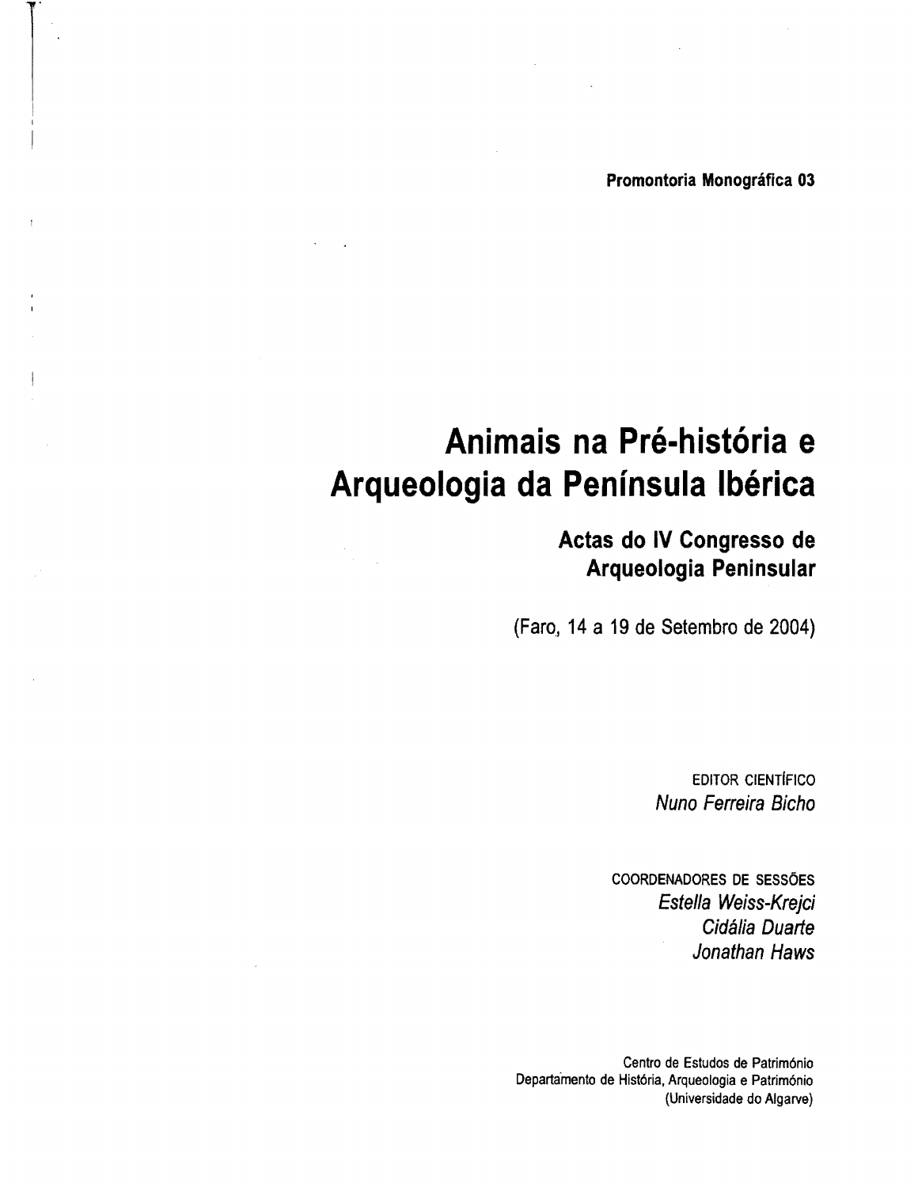**Promontoria Monográfica 03**

# Animais na Pré-história e Arqueologia da Península Ibérica

## Actas do IV Congresso de Arqueologia Peninsular

(Faro, 14 a 19 de Setembro de 2004)

EDITOR CIENTÍFICO
*Nuno Ferreira Bicho*

COORDENADORES DE SESSÕES
*Estella Weiss-Krejci*
*Cidália Duarte*
*Jonathan Haws*

Centro de Estudos de Património
Departamento de História, Arqueologia e Património
(Universidade do Algarve)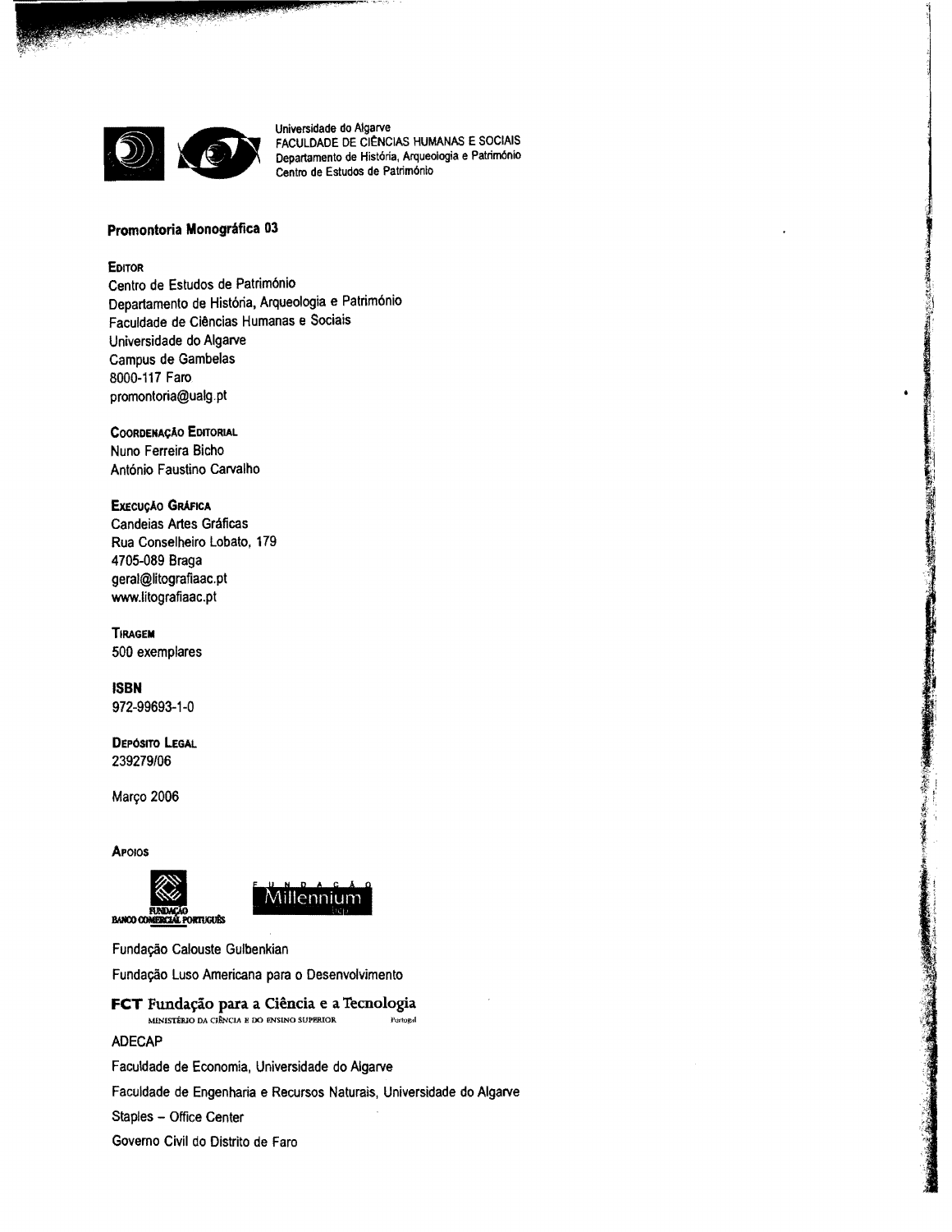Universidade do Algarve
FACULDADE DE CIÊNCIAS HUMANAS E SOCIAIS
Departamento de História, Arqueologia e Património
Centro de Estudos de Património

**Promontoria Monográfica 03**

**Editor**
Centro de Estudos de Património
Departamento de História, Arqueologia e Património
Faculdade de Ciências Humanas e Sociais
Universidade do Algarve
Campus de Gambelas
8000-117 Faro
promontoria@ualg.pt

**Coordenação Editorial**
Nuno Ferreira Bicho
António Faustino Carvalho

**Execução Gráfica**
Candeias Artes Gráficas
Rua Conselheiro Lobato, 179
4705-089 Braga
geral@litografiaac.pt
www.litografiaac.pt

**Tiragem**
500 exemplares

**ISBN**
972-99693-1-0

**Depósito Legal**
239279/06

Março 2006

**Apoios**

Fundação Banco Comercial Português

Fundação Millennium bcp

Fundação Calouste Gulbenkian

Fundação Luso Americana para o Desenvolvimento

**FCT** Fundação para a Ciência e a Tecnologia
MINISTÉRIO DA CIÊNCIA E DO ENSINO SUPERIOR Portugal

ADECAP

Faculdade de Economia, Universidade do Algarve

Faculdade de Engenharia e Recursos Naturais, Universidade do Algarve

Staples – Office Center

Governo Civil do Distrito de Faro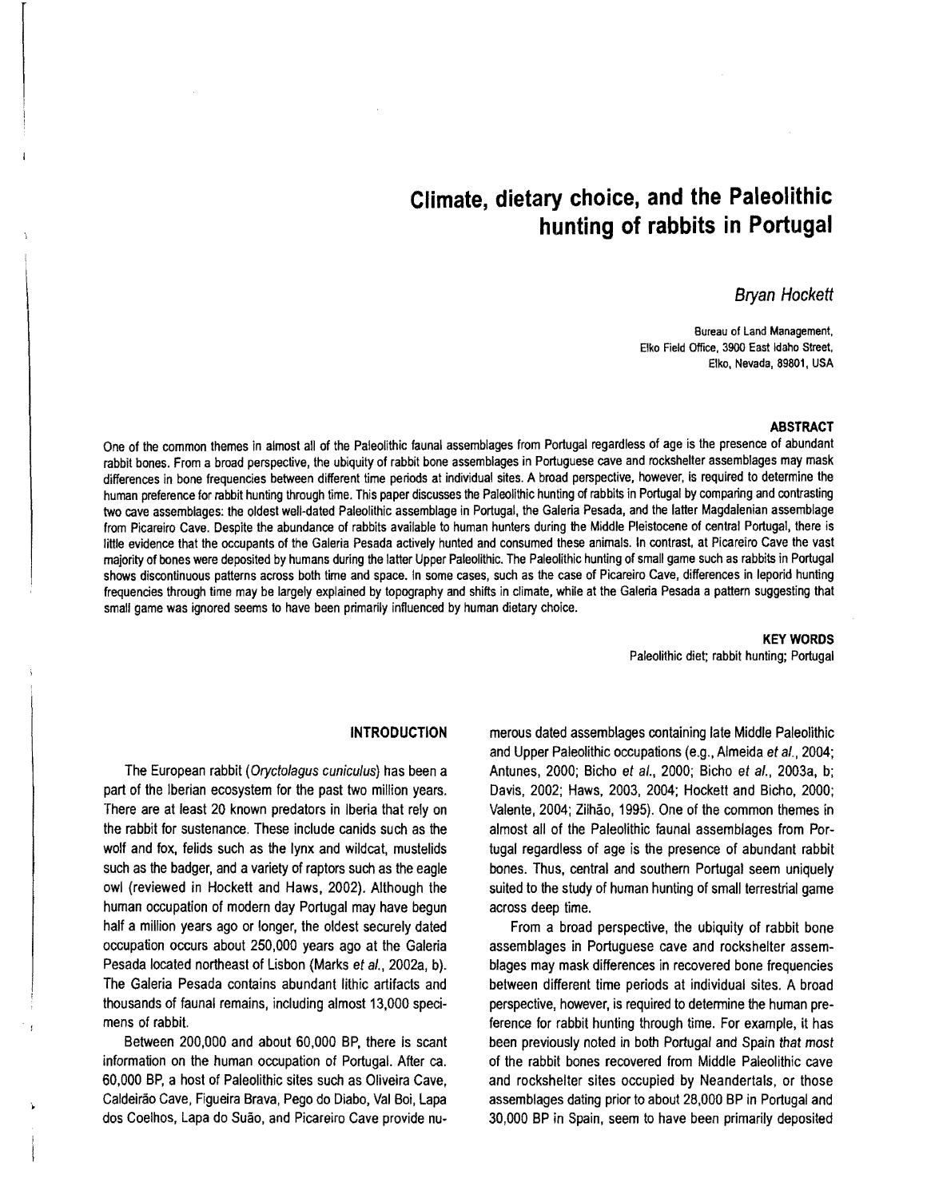# Climate, dietary choice, and the Paleolithic hunting of rabbits in Portugal

*Bryan Hockett*

Bureau of Land Management,
Elko Field Office, 3900 East Idaho Street,
Elko, Nevada, 89801, USA

### ABSTRACT

One of the common themes in almost all of the Paleolithic faunal assemblages from Portugal regardless of age is the presence of abundant rabbit bones. From a broad perspective, the ubiquity of rabbit bone assemblages in Portuguese cave and rockshelter assemblages may mask differences in bone frequencies between different time periods at individual sites. A broad perspective, however, is required to determine the human preference for rabbit hunting through time. This paper discusses the Paleolithic hunting of rabbits in Portugal by comparing and contrasting two cave assemblages: the oldest well-dated Paleolithic assemblage in Portugal, the Galeria Pesada, and the latter Magdalenian assemblage from Picareiro Cave. Despite the abundance of rabbits available to human hunters during the Middle Pleistocene of central Portugal, there is little evidence that the occupants of the Galeria Pesada actively hunted and consumed these animals. In contrast, at Picareiro Cave the vast majority of bones were deposited by humans during the latter Upper Paleolithic. The Paleolithic hunting of small game such as rabbits in Portugal shows discontinuous patterns across both time and space. In some cases, such as the case of Picareiro Cave, differences in leporid hunting frequencies through time may be largely explained by topography and shifts in climate, while at the Galeria Pesada a pattern suggesting that small game was ignored seems to have been primarily influenced by human dietary choice.

### KEY WORDS

Paleolithic diet; rabbit hunting; Portugal

## INTRODUCTION

The European rabbit (*Oryctolagus cuniculus*) has been a part of the Iberian ecosystem for the past two million years. There are at least 20 known predators in Iberia that rely on the rabbit for sustenance. These include canids such as the wolf and fox, felids such as the lynx and wildcat, mustelids such as the badger, and a variety of raptors such as the eagle owl (reviewed in Hockett and Haws, 2002). Although the human occupation of modern day Portugal may have begun half a million years ago or longer, the oldest securely dated occupation occurs about 250,000 years ago at the Galeria Pesada located northeast of Lisbon (Marks *et al.*, 2002a, b). The Galeria Pesada contains abundant lithic artifacts and thousands of faunal remains, including almost 13,000 specimens of rabbit.

Between 200,000 and about 60,000 BP, there is scant information on the human occupation of Portugal. After ca. 60,000 BP, a host of Paleolithic sites such as Oliveira Cave, Caldeirão Cave, Figueira Brava, Pego do Diabo, Val Boi, Lapa dos Coelhos, Lapa do Suão, and Picareiro Cave provide numerous dated assemblages containing late Middle Paleolithic and Upper Paleolithic occupations (e.g., Almeida *et al.*, 2004; Antunes, 2000; Bicho *et al.*, 2000; Bicho *et al.*, 2003a, b; Davis, 2002; Haws, 2003, 2004; Hockett and Bicho, 2000; Valente, 2004; Zilhão, 1995). One of the common themes in almost all of the Paleolithic faunal assemblages from Portugal regardless of age is the presence of abundant rabbit bones. Thus, central and southern Portugal seem uniquely suited to the study of human hunting of small terrestrial game across deep time.

From a broad perspective, the ubiquity of rabbit bone assemblages in Portuguese cave and rockshelter assemblages may mask differences in recovered bone frequencies between different time periods at individual sites. A broad perspective, however, is required to determine the human preference for rabbit hunting through time. For example, it has been previously noted in both Portugal and Spain that most of the rabbit bones recovered from Middle Paleolithic cave and rockshelter sites occupied by Neandertals, or those assemblages dating prior to about 28,000 BP in Portugal and 30,000 BP in Spain, seem to have been primarily deposited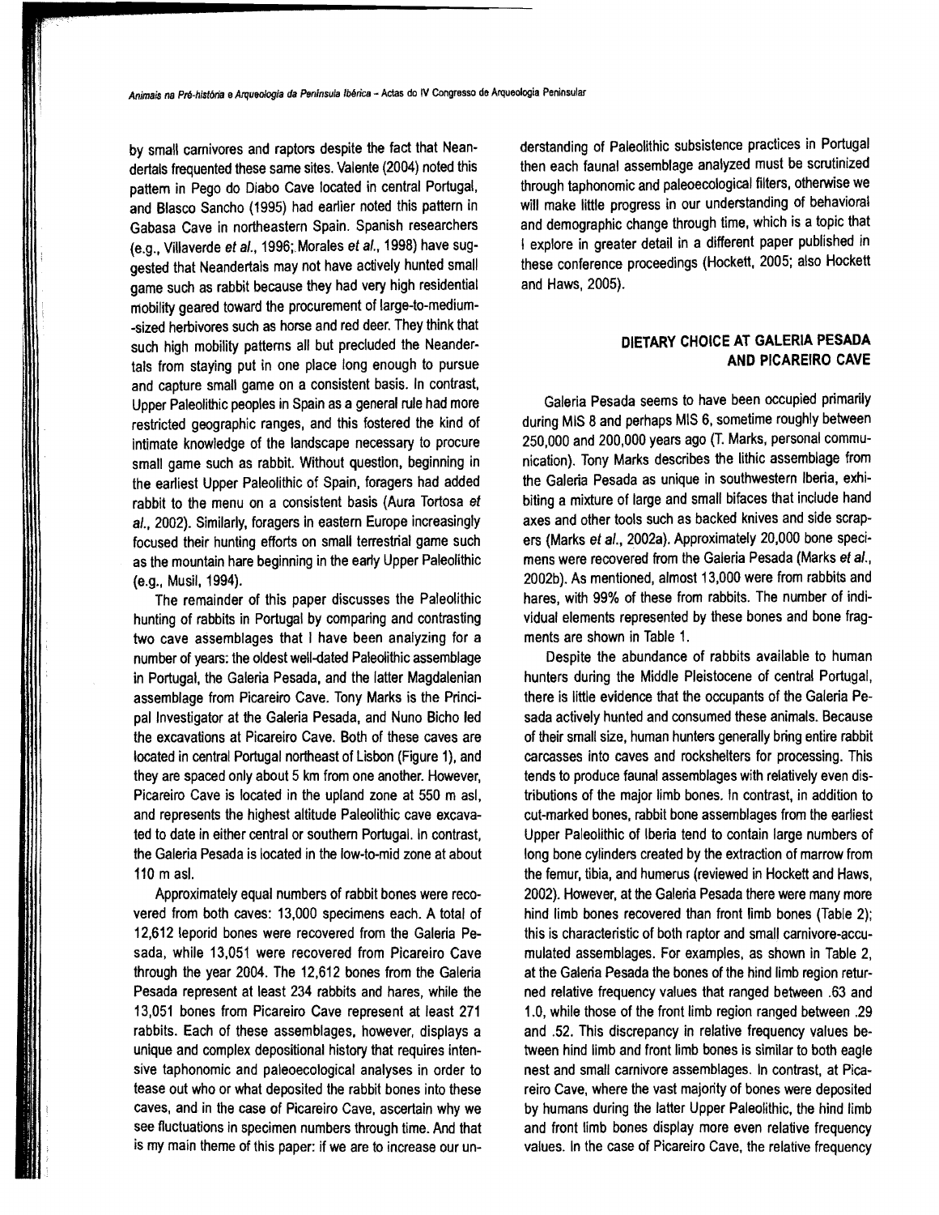by small carnivores and raptors despite the fact that Neandertals frequented these same sites. Valente (2004) noted this pattern in Pego do Diabo Cave located in central Portugal, and Blasco Sancho (1995) had earlier noted this pattern in Gabasa Cave in northeastern Spain. Spanish researchers (e.g., Villaverde *et al.*, 1996; Morales *et al.*, 1998) have suggested that Neandertals may not have actively hunted small game such as rabbit because they had very high residential mobility geared toward the procurement of large-to-medium--sized herbivores such as horse and red deer. They think that such high mobility patterns all but precluded the Neandertals from staying put in one place long enough to pursue and capture small game on a consistent basis. In contrast, Upper Paleolithic peoples in Spain as a general rule had more restricted geographic ranges, and this fostered the kind of intimate knowledge of the landscape necessary to procure small game such as rabbit. Without question, beginning in the earliest Upper Paleolithic of Spain, foragers had added rabbit to the menu on a consistent basis (Aura Tortosa *et al.*, 2002). Similarly, foragers in eastern Europe increasingly focused their hunting efforts on small terrestrial game such as the mountain hare beginning in the early Upper Paleolithic (e.g., Musil, 1994).

The remainder of this paper discusses the Paleolithic hunting of rabbits in Portugal by comparing and contrasting two cave assemblages that I have been analyzing for a number of years: the oldest well-dated Paleolithic assemblage in Portugal, the Galeria Pesada, and the latter Magdalenian assemblage from Picareiro Cave. Tony Marks is the Principal Investigator at the Galeria Pesada, and Nuno Bicho led the excavations at Picareiro Cave. Both of these caves are located in central Portugal northeast of Lisbon (Figure 1), and they are spaced only about 5 km from one another. However, Picareiro Cave is located in the upland zone at 550 m asl, and represents the highest altitude Paleolithic cave excavated to date in either central or southern Portugal. In contrast, the Galeria Pesada is located in the low-to-mid zone at about 110 m asl.

Approximately equal numbers of rabbit bones were recovered from both caves: 13,000 specimens each. A total of 12,612 leporid bones were recovered from the Galeria Pesada, while 13,051 were recovered from Picareiro Cave through the year 2004. The 12,612 bones from the Galeria Pesada represent at least 234 rabbits and hares, while the 13,051 bones from Picareiro Cave represent at least 271 rabbits. Each of these assemblages, however, displays a unique and complex depositional history that requires intensive taphonomic and paleoecological analyses in order to tease out who or what deposited the rabbit bones into these caves, and in the case of Picareiro Cave, ascertain why we see fluctuations in specimen numbers through time. And that is my main theme of this paper: if we are to increase our understanding of Paleolithic subsistence practices in Portugal then each faunal assemblage analyzed must be scrutinized through taphonomic and paleoecological filters, otherwise we will make little progress in our understanding of behavioral and demographic change through time, which is a topic that I explore in greater detail in a different paper published in these conference proceedings (Hockett, 2005; also Hockett and Haws, 2005).

## DIETARY CHOICE AT GALERIA PESADA AND PICAREIRO CAVE

Galeria Pesada seems to have been occupied primarily during MIS 8 and perhaps MIS 6, sometime roughly between 250,000 and 200,000 years ago (T. Marks, personal communication). Tony Marks describes the lithic assemblage from the Galeria Pesada as unique in southwestern Iberia, exhibiting a mixture of large and small bifaces that include hand axes and other tools such as backed knives and side scrapers (Marks *et al.*, 2002a). Approximately 20,000 bone specimens were recovered from the Galeria Pesada (Marks *et al.*, 2002b). As mentioned, almost 13,000 were from rabbits and hares, with 99% of these from rabbits. The number of individual elements represented by these bones and bone fragments are shown in Table 1.

Despite the abundance of rabbits available to human hunters during the Middle Pleistocene of central Portugal, there is little evidence that the occupants of the Galeria Pesada actively hunted and consumed these animals. Because of their small size, human hunters generally bring entire rabbit carcasses into caves and rockshelters for processing. This tends to produce faunal assemblages with relatively even distributions of the major limb bones. In contrast, in addition to cut-marked bones, rabbit bone assemblages from the earliest Upper Paleolithic of Iberia tend to contain large numbers of long bone cylinders created by the extraction of marrow from the femur, tibia, and humerus (reviewed in Hockett and Haws, 2002). However, at the Galeria Pesada there were many more hind limb bones recovered than front limb bones (Table 2); this is characteristic of both raptor and small carnivore-accumulated assemblages. For examples, as shown in Table 2, at the Galeria Pesada the bones of the hind limb region returned relative frequency values that ranged between .63 and 1.0, while those of the front limb region ranged between .29 and .52. This discrepancy in relative frequency values between hind limb and front limb bones is similar to both eagle nest and small carnivore assemblages. In contrast, at Picareiro Cave, where the vast majority of bones were deposited by humans during the latter Upper Paleolithic, the hind limb and front limb bones display more even relative frequency values. In the case of Picareiro Cave, the relative frequency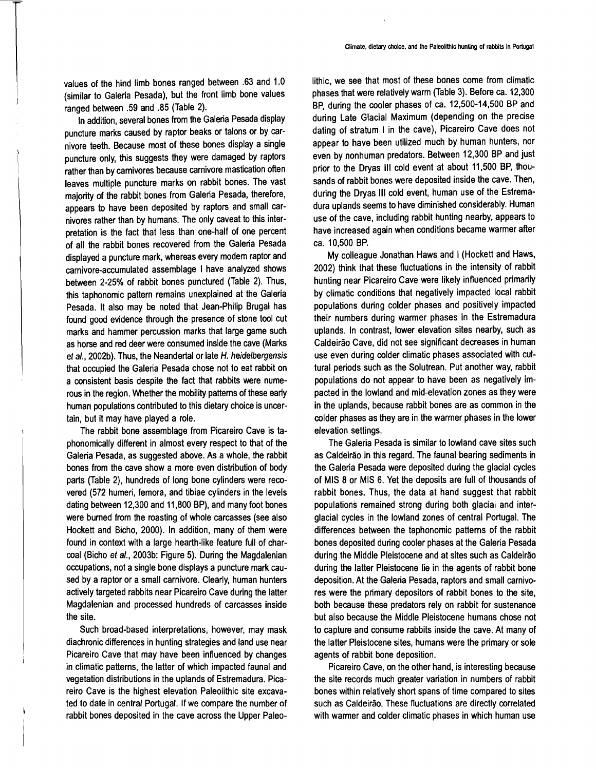values of the hind limb bones ranged between .63 and 1.0 (similar to Galeria Pesada), but the front limb bone values ranged between .59 and .85 (Table 2).

In addition, several bones from the Galeria Pesada display puncture marks caused by raptor beaks or talons or by carnivore teeth. Because most of these bones display a single puncture only, this suggests they were damaged by raptors rather than by carnivores because carnivore mastication often leaves multiple puncture marks on rabbit bones. The vast majority of the rabbit bones from Galeria Pesada, therefore, appears to have been deposited by raptors and small carnivores rather than by humans. The only caveat to this interpretation is the fact that less than one-half of one percent of all the rabbit bones recovered from the Galeria Pesada displayed a puncture mark, whereas every modern raptor and carnivore-accumulated assemblage I have analyzed shows between 2-25% of rabbit bones punctured (Table 2). Thus, this taphonomic pattern remains unexplained at the Galeria Pesada. It also may be noted that Jean-Philip Brugal has found good evidence through the presence of stone tool cut marks and hammer percussion marks that large game such as horse and red deer were consumed inside the cave (Marks *et al.*, 2002b). Thus, the Neandertal or late *H. heidelbergensis* that occupied the Galeria Pesada chose not to eat rabbit on a consistent basis despite the fact that rabbits were numerous in the region. Whether the mobility patterns of these early human populations contributed to this dietary choice is uncertain, but it may have played a role.

The rabbit bone assemblage from Picareiro Cave is taphonomically different in almost every respect to that of the Galeria Pesada, as suggested above. As a whole, the rabbit bones from the cave show a more even distribution of body parts (Table 2), hundreds of long bone cylinders were recovered (572 humeri, femora, and tibiae cylinders in the levels dating between 12,300 and 11,800 BP), and many foot bones were burned from the roasting of whole carcasses (see also Hockett and Bicho, 2000). In addition, many of them were found in context with a large hearth-like feature full of charcoal (Bicho *et al.*, 2003b: Figure 5). During the Magdalenian occupations, not a single bone displays a puncture mark caused by a raptor or a small carnivore. Clearly, human hunters actively targeted rabbits near Picareiro Cave during the latter Magdalenian and processed hundreds of carcasses inside the site.

Such broad-based interpretations, however, may mask diachronic differences in hunting strategies and land use near Picareiro Cave that may have been influenced by changes in climatic patterns, the latter of which impacted faunal and vegetation distributions in the uplands of Estremadura. Picareiro Cave is the highest elevation Paleolithic site excavated to date in central Portugal. If we compare the number of rabbit bones deposited in the cave across the Upper Paleolithic, we see that most of these bones come from climatic phases that were relatively warm (Table 3). Before ca. 12,300 BP, during the cooler phases of ca. 12,500-14,500 BP and during Late Glacial Maximum (depending on the precise dating of stratum I in the cave), Picareiro Cave does not appear to have been utilized much by human hunters, nor even by nonhuman predators. Between 12,300 BP and just prior to the Dryas III cold event at about 11,500 BP, thousands of rabbit bones were deposited inside the cave. Then, during the Dryas III cold event, human use of the Estremadura uplands seems to have diminished considerably. Human use of the cave, including rabbit hunting nearby, appears to have increased again when conditions became warmer after ca. 10,500 BP.

My colleague Jonathan Haws and I (Hockett and Haws, 2002) think that these fluctuations in the intensity of rabbit hunting near Picareiro Cave were likely influenced primarily by climatic conditions that negatively impacted local rabbit populations during colder phases and positively impacted their numbers during warmer phases in the Estremadura uplands. In contrast, lower elevation sites nearby, such as Caldeirão Cave, did not see significant decreases in human use even during colder climatic phases associated with cultural periods such as the Solutrean. Put another way, rabbit populations do not appear to have been as negatively impacted in the lowland and mid-elevation zones as they were in the uplands, because rabbit bones are as common in the colder phases as they are in the warmer phases in the lower elevation settings.

The Galeria Pesada is similar to lowland cave sites such as Caldeirão in this regard. The faunal bearing sediments in the Galeria Pesada were deposited during the glacial cycles of MIS 8 or MIS 6. Yet the deposits are full of thousands of rabbit bones. Thus, the data at hand suggest that rabbit populations remained strong during both glacial and interglacial cycles in the lowland zones of central Portugal. The differences between the taphonomic patterns of the rabbit bones deposited during cooler phases at the Galeria Pesada during the Middle Pleistocene and at sites such as Caldeirão during the latter Pleistocene lie in the agents of rabbit bone deposition. At the Galeria Pesada, raptors and small carnivores were the primary depositors of rabbit bones to the site, both because these predators rely on rabbit for sustenance but also because the Middle Pleistocene humans chose not to capture and consume rabbits inside the cave. At many of the latter Pleistocene sites, humans were the primary or sole agents of rabbit bone deposition.

Picareiro Cave, on the other hand, is interesting because the site records much greater variation in numbers of rabbit bones within relatively short spans of time compared to sites such as Caldeirão. These fluctuations are directly correlated with warmer and colder climatic phases in which human use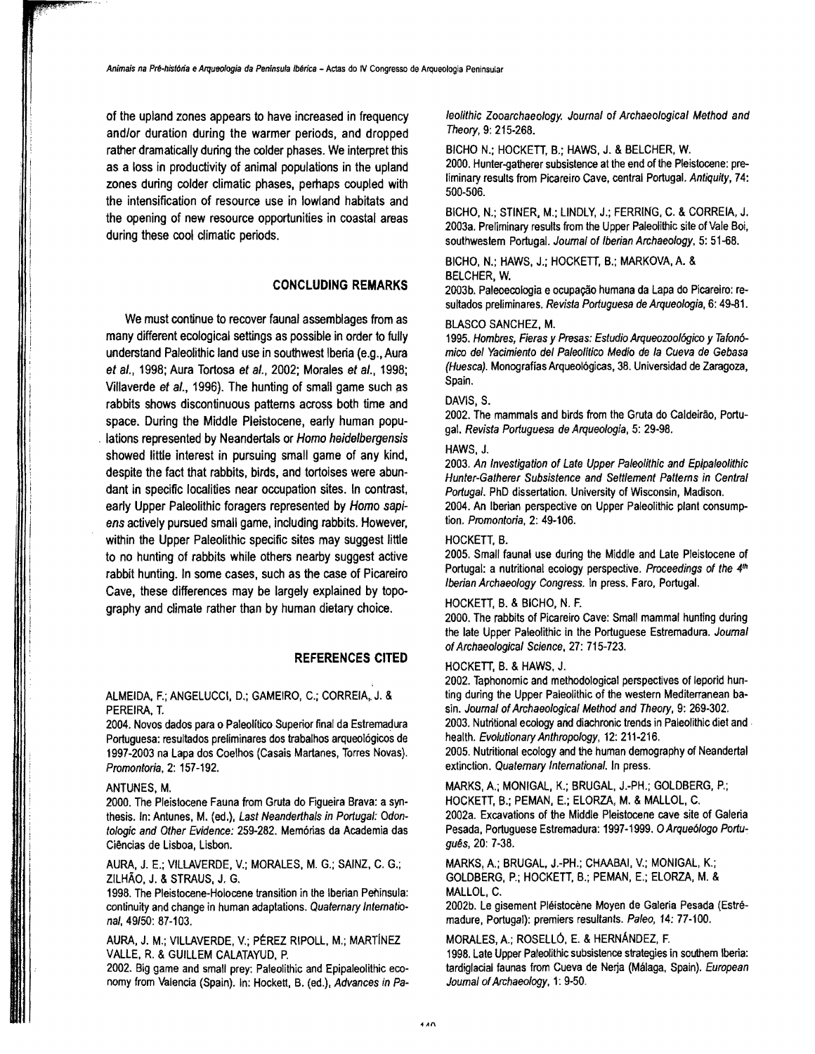of the upland zones appears to have increased in frequency and/or duration during the warmer periods, and dropped rather dramatically during the colder phases. We interpret this as a loss in productivity of animal populations in the upland zones during colder climatic phases, perhaps coupled with the intensification of resource use in lowland habitats and the opening of new resource opportunities in coastal areas during these cool climatic periods.

## CONCLUDING REMARKS

We must continue to recover faunal assemblages from as many different ecological settings as possible in order to fully understand Paleolithic land use in southwest Iberia (e.g., Aura *et al.*, 1998; Aura Tortosa *et al.*, 2002; Morales *et al.*, 1998; Villaverde *et al.*, 1996). The hunting of small game such as rabbits shows discontinuous patterns across both time and space. During the Middle Pleistocene, early human populations represented by Neandertals or *Homo heidelbergensis* showed little interest in pursuing small game of any kind, despite the fact that rabbits, birds, and tortoises were abundant in specific localities near occupation sites. In contrast, early Upper Paleolithic foragers represented by *Homo sapiens* actively pursued small game, including rabbits. However, within the Upper Paleolithic specific sites may suggest little to no hunting of rabbits while others nearby suggest active rabbit hunting. In some cases, such as the case of Picareiro Cave, these differences may be largely explained by topography and climate rather than by human dietary choice.

## REFERENCES CITED

ALMEIDA, F.; ANGELUCCI, D.; GAMEIRO, C.; CORREIA, J. & PEREIRA, T.
2004. Novos dados para o Paleolítico Superior final da Estremadura Portuguesa: resultados preliminares dos trabalhos arqueológicos de 1997-2003 na Lapa dos Coelhos (Casais Martanes, Torres Novas). *Promontoria*, 2: 157-192.

ANTUNES, M.
2000. The Pleistocene Fauna from Gruta do Figueira Brava: a synthesis. In: Antunes, M. (ed.), *Last Neanderthals in Portugal: Odontologic and Other Evidence:* 259-282. Memórias da Academia das Ciências de Lisboa, Lisbon.

AURA, J. E.; VILLAVERDE, V.; MORALES, M. G.; SAINZ, C. G.; ZILHÃO, J. & STRAUS, J. G.
1998. The Pleistocene-Holocene transition in the Iberian Peninsula: continuity and change in human adaptations. *Quaternary International*, 49/50: 87-103.

AURA, J. M.; VILLAVERDE, V.; PÉREZ RIPOLL, M.; MARTÍNEZ VALLE, R. & GUILLEM CALATAYUD, P.
2002. Big game and small prey: Paleolithic and Epipaleolithic economy from Valencia (Spain). In: Hockett, B. (ed.), *Advances in Paleolithic Zooarchaeology. Journal of Archaeological Method and Theory*, 9: 215-268.

BICHO N.; HOCKETT, B.; HAWS, J. & BELCHER, W.
2000. Hunter-gatherer subsistence at the end of the Pleistocene: preliminary results from Picareiro Cave, central Portugal. *Antiquity*, 74: 500-506.

BICHO, N.; STINER, M.; LINDLY, J.; FERRING, C. & CORREIA, J.
2003a. Preliminary results from the Upper Paleolithic site of Vale Boi, southwestern Portugal. *Journal of Iberian Archaeology*, 5: 51-68.

BICHO, N.; HAWS, J.; HOCKETT, B.; MARKOVA, A. & BELCHER, W.
2003b. Paleoecologia e ocupação humana da Lapa do Picareiro: resultados preliminares. *Revista Portuguesa de Arqueologia*, 6: 49-81.

BLASCO SANCHEZ, M.
1995. *Hombres, Fieras y Presas: Estudio Arqueozoológico y Tafonómico del Yacimiento del Paleolítico Medio de la Cueva de Gebasa (Huesca)*. Monografías Arqueológicas, 38. Universidad de Zaragoza, Spain.

DAVIS, S.
2002. The mammals and birds from the Gruta do Caldeirão, Portugal. *Revista Portuguesa de Arqueologia*, 5: 29-98.

HAWS, J.
2003. *An Investigation of Late Upper Paleolithic and Epipaleolithic Hunter-Gatherer Subsistence and Settlement Patterns in Central Portugal*. PhD dissertation. University of Wisconsin, Madison.
2004. An Iberian perspective on Upper Paleolithic plant consumption. *Promontoria*, 2: 49-106.

HOCKETT, B.
2005. Small faunal use during the Middle and Late Pleistocene of Portugal: a nutritional ecology perspective. *Proceedings of the 4th Iberian Archaeology Congress*. In press. Faro, Portugal.

HOCKETT, B. & BICHO, N. F.
2000. The rabbits of Picareiro Cave: Small mammal hunting during the late Upper Paleolithic in the Portuguese Estremadura. *Journal of Archaeological Science*, 27: 715-723.

HOCKETT, B. & HAWS, J.
2002. Taphonomic and methodological perspectives of leporid hunting during the Upper Paleolithic of the western Mediterranean basin. *Journal of Archaeological Method and Theory*, 9: 269-302.
2003. Nutritional ecology and diachronic trends in Paleolithic diet and health. *Evolutionary Anthropology*, 12: 211-216.
2005. Nutritional ecology and the human demography of Neandertal extinction. *Quaternary International*. In press.

MARKS, A.; MONIGAL, K.; BRUGAL, J.-PH.; GOLDBERG, P.; HOCKETT, B.; PEMAN, E.; ELORZA, M. & MALLOL, C.
2002a. Excavations of the Middle Pleistocene cave site of Galeria Pesada, Portuguese Estremadura: 1997-1999. *O Arqueólogo Português*, 20: 7-38.

MARKS, A.; BRUGAL, J.-PH.; CHAABAI, V.; MONIGAL, K.; GOLDBERG, P.; HOCKETT, B.; PEMAN, E.; ELORZA, M. & MALLOL, C.
2002b. Le gisement Pléistocène Moyen de Galeria Pesada (Estrémadure, Portugal): premiers resultants. *Paleo*, 14: 77-100.

MORALES, A.; ROSELLÓ, E. & HERNÁNDEZ, F.
1998. Late Upper Paleolithic subsistence strategies in southern Iberia: tardiglacial faunas from Cueva de Nerja (Málaga, Spain). *European Journal of Archaeology*, 1: 9-50.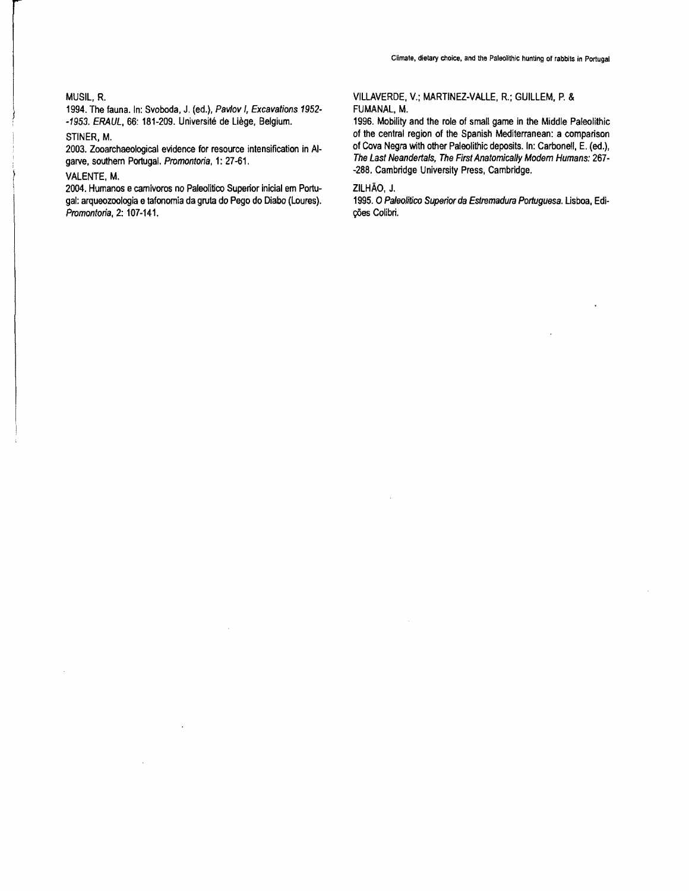MUSIL, R.

1994. The fauna. In: Svoboda, J. (ed.), *Pavlov I, Excavations 1952--1953. ERAUL*, 66: 181-209. Université de Liège, Belgium.

STINER, M.

2003. Zooarchaeological evidence for resource intensification in Algarve, southern Portugal. *Promontoria*, 1: 27-61.

VALENTE, M.

2004. Humanos e carnivoros no Paleolítico Superior inicial em Portugal: arqueozoologia e tafonomia da gruta do Pego do Diabo (Loures). *Promontoria*, 2: 107-141.

VILLAVERDE, V.; MARTINEZ-VALLE, R.; GUILLEM, P. & FUMANAL, M.

1996. Mobility and the role of small game in the Middle Paleolithic of the central region of the Spanish Mediterranean: a comparison of Cova Negra with other Paleolithic deposits. In: Carbonell, E. (ed.), *The Last Neandertals, The First Anatomically Modern Humans*: 267--288. Cambridge University Press, Cambridge.

ZILHÃO, J.

1995. *O Paleolítico Superior da Estremadura Portuguesa*. Lisboa, Edições Colibri.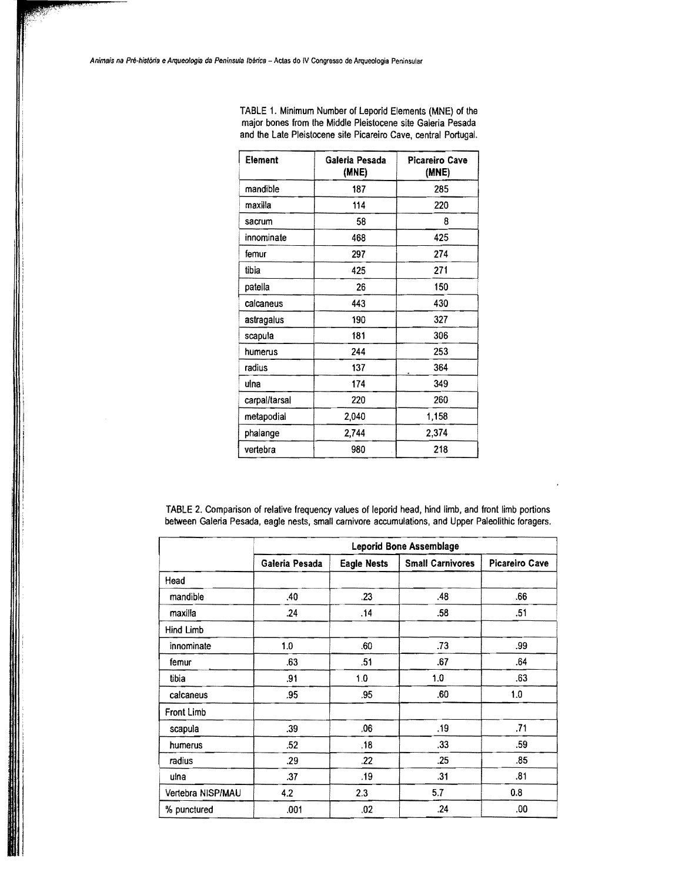TABLE 1. Minimum Number of Leporid Elements (MNE) of the major bones from the Middle Pleistocene site Galeria Pesada and the Late Pleistocene site Picareiro Cave, central Portugal.

| Element | Galeria Pesada (MNE) | Picareiro Cave (MNE) |
|---|---|---|
| mandible | 187 | 285 |
| maxilla | 114 | 220 |
| sacrum | 58 | 8 |
| innominate | 468 | 425 |
| femur | 297 | 274 |
| tibia | 425 | 271 |
| patella | 26 | 150 |
| calcaneus | 443 | 430 |
| astragalus | 190 | 327 |
| scapula | 181 | 306 |
| humerus | 244 | 253 |
| radius | 137 | 364 |
| ulna | 174 | 349 |
| carpal/tarsal | 220 | 260 |
| metapodial | 2,040 | 1,158 |
| phalange | 2,744 | 2,374 |
| vertebra | 980 | 218 |

TABLE 2. Comparison of relative frequency values of leporid head, hind limb, and front limb portions between Galeria Pesada, eagle nests, small carnivore accumulations, and Upper Paleolithic foragers.

| | Leporid Bone Assemblage | | | |
|---|---|---|---|---|
| | Galeria Pesada | Eagle Nests | Small Carnivores | Picareiro Cave |
| Head | | | | |
| mandible | .40 | .23 | .48 | .66 |
| maxilla | .24 | .14 | .58 | .51 |
| Hind Limb | | | | |
| innominate | 1.0 | .60 | .73 | .99 |
| femur | .63 | .51 | .67 | .64 |
| tibia | .91 | 1.0 | 1.0 | .63 |
| calcaneus | .95 | .95 | .60 | 1.0 |
| Front Limb | | | | |
| scapula | .39 | .06 | .19 | .71 |
| humerus | .52 | .18 | .33 | .59 |
| radius | .29 | .22 | .25 | .85 |
| ulna | .37 | .19 | .31 | .81 |
| Vertebra NISP/MAU | 4.2 | 2.3 | 5.7 | 0.8 |
| % punctured | .001 | .02 | .24 | .00 |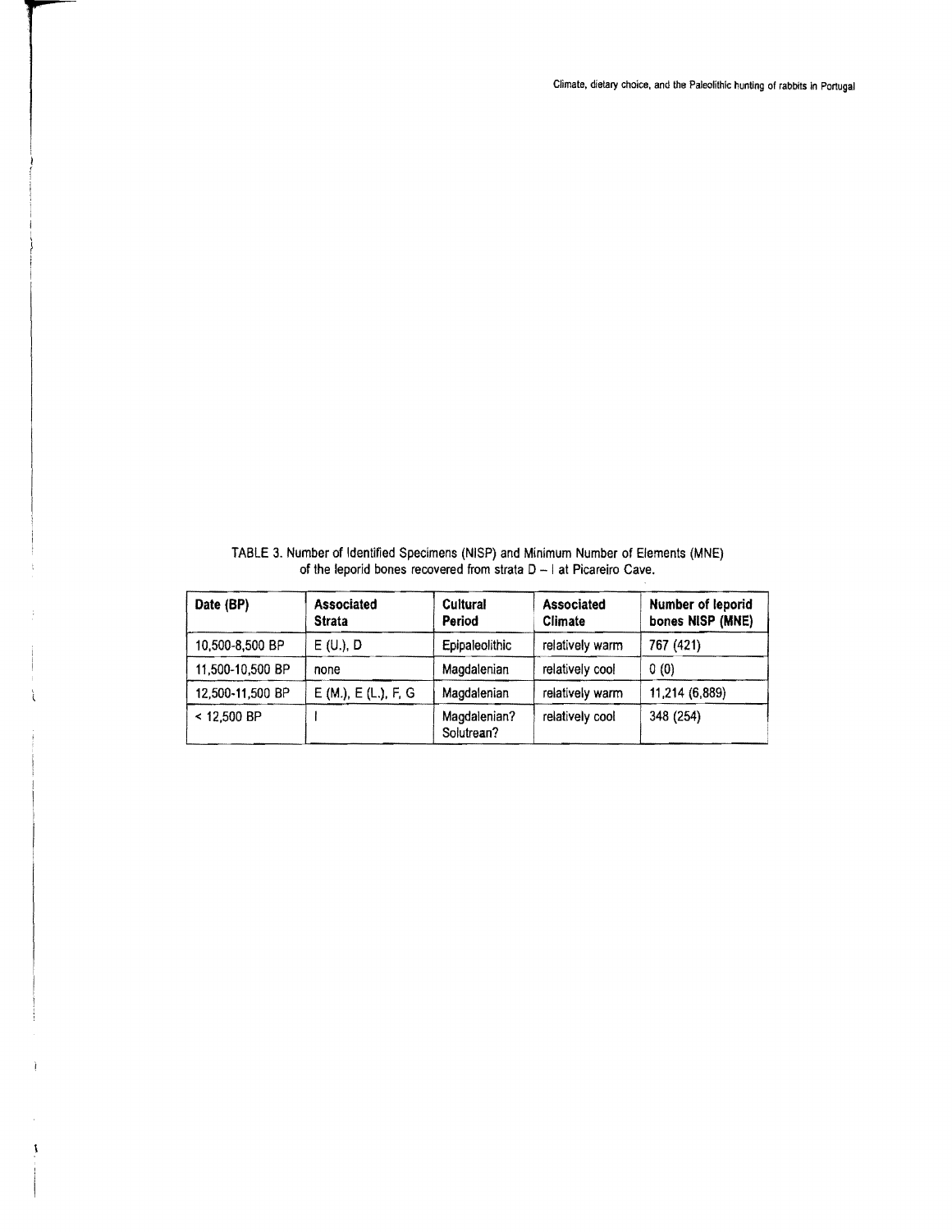TABLE 3. Number of Identified Specimens (NISP) and Minimum Number of Elements (MNE) of the leporid bones recovered from strata D – I at Picareiro Cave.

| Date (BP) | Associated Strata | Cultural Period | Associated Climate | Number of leporid bones NISP (MNE) |
|---|---|---|---|---|
| 10,500-8,500 BP | E (U.), D | Epipaleolithic | relatively warm | 767 (421) |
| 11,500-10,500 BP | none | Magdalenian | relatively cool | 0 (0) |
| 12,500-11,500 BP | E (M.), E (L.), F, G | Magdalenian | relatively warm | 11,214 (6,889) |
| < 12,500 BP | I | Magdalenian? Solutrean? | relatively cool | 348 (254) |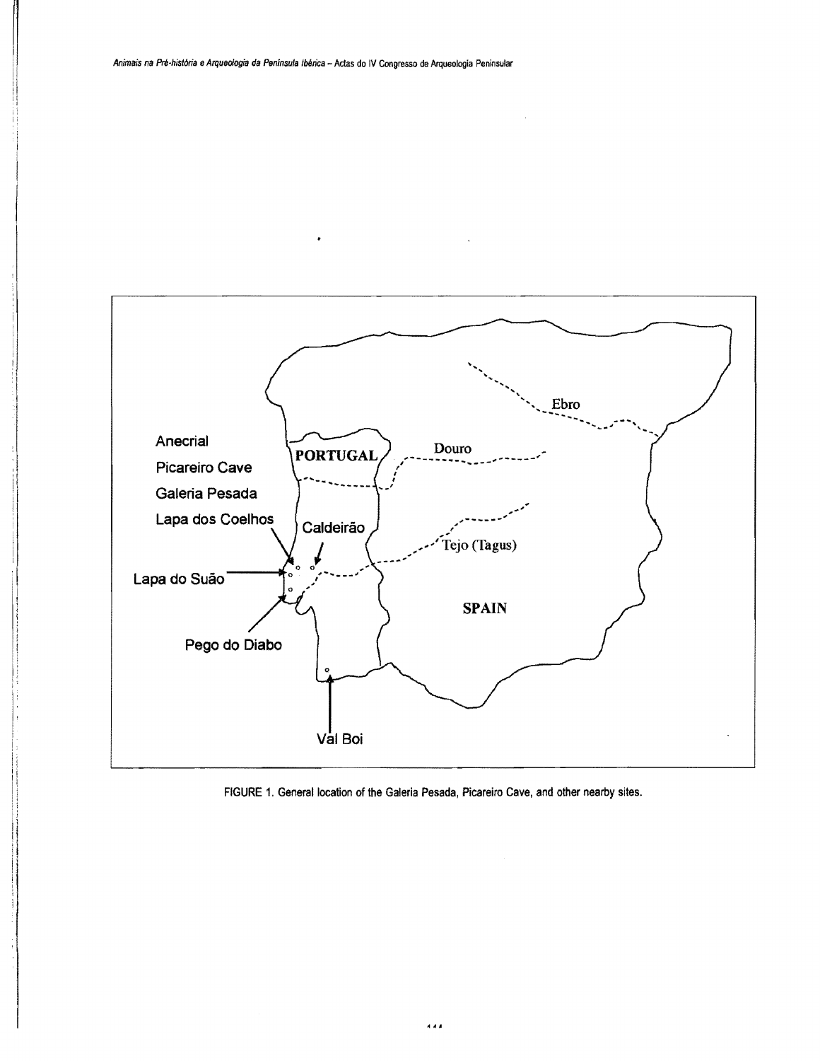Anecrial

Picareiro Cave

Galeria Pesada

Lapa dos Coelhos

Caldeirão

Lapa do Suão

Pego do Diabo

Val Boi

PORTUGAL

SPAIN

Ebro

Douro

Tejo (Tagus)

FIGURE 1. General location of the Galeria Pesada, Picareiro Cave, and other nearby sites.